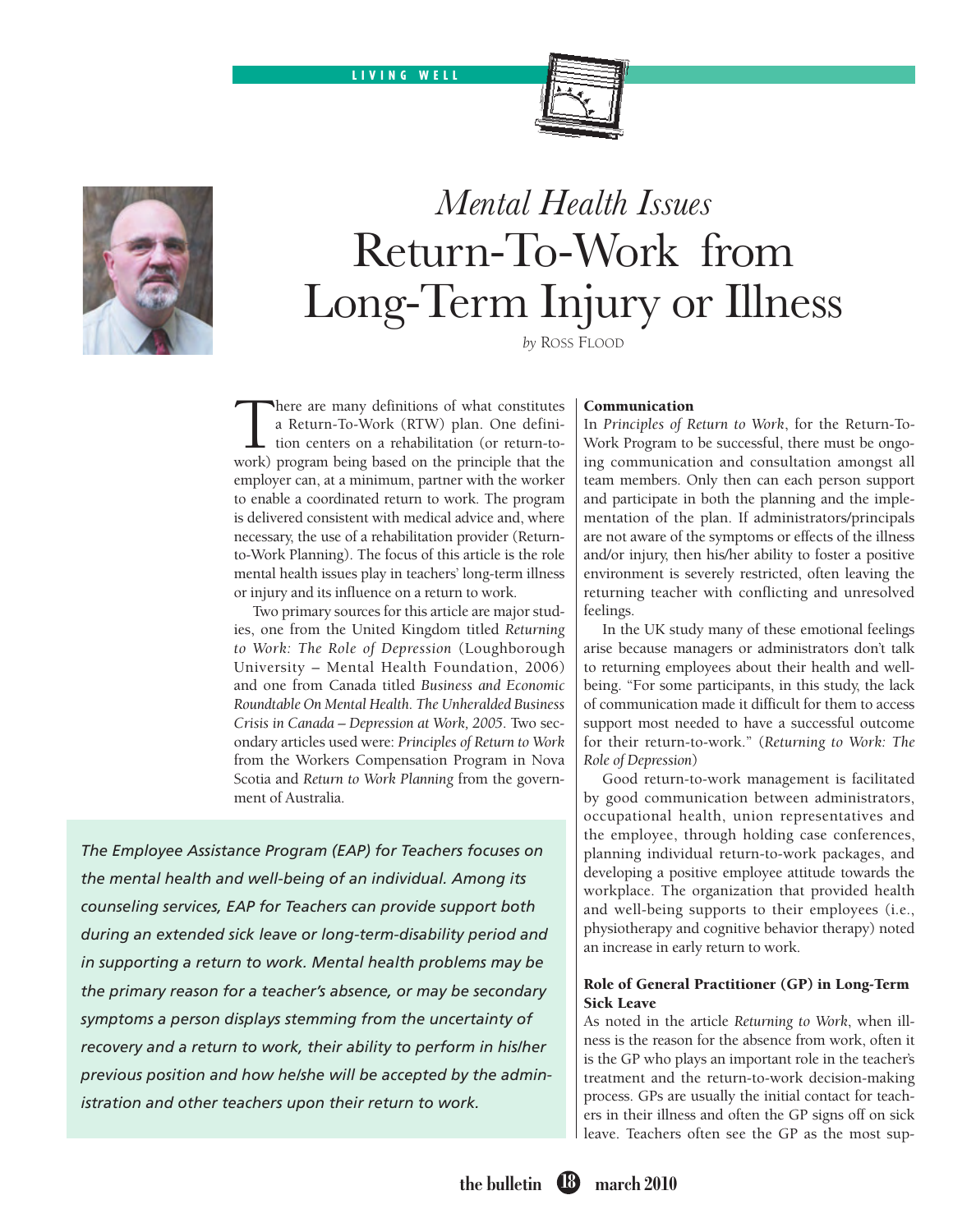LIVING WELL

# *Mental Health Issues*
# Return-To-Work from Long-Term Injury or Illness

*by* Ross Flood

There are many definitions of what constitutes a Return-To-Work (RTW) plan. One definition centers on a rehabilitation (or return-to-work) program being based on the principle that the employer can, at a minimum, partner with the worker to enable a coordinated return to work. The program is delivered consistent with medical advice and, where necessary, the use of a rehabilitation provider (Return-to-Work Planning). The focus of this article is the role mental health issues play in teachers' long-term illness or injury and its influence on a return to work.

Two primary sources for this article are major studies, one from the United Kingdom titled *Returning to Work: The Role of Depression* (Loughborough University – Mental Health Foundation, 2006) and one from Canada titled *Business and Economic Roundtable On Mental Health. The Unheralded Business Crisis in Canada – Depression at Work, 2005.* Two secondary articles used were: *Principles of Return to Work* from the Workers Compensation Program in Nova Scotia and *Return to Work Planning* from the government of Australia.

*The Employee Assistance Program (EAP) for Teachers focuses on the mental health and well-being of an individual. Among its counseling services, EAP for Teachers can provide support both during an extended sick leave or long-term-disability period and in supporting a return to work. Mental health problems may be the primary reason for a teacher's absence, or may be secondary symptoms a person displays stemming from the uncertainty of recovery and a return to work, their ability to perform in his/her previous position and how he/she will be accepted by the administration and other teachers upon their return to work.*

**Communication**

In *Principles of Return to Work*, for the Return-To-Work Program to be successful, there must be ongoing communication and consultation amongst all team members. Only then can each person support and participate in both the planning and the implementation of the plan. If administrators/principals are not aware of the symptoms or effects of the illness and/or injury, then his/her ability to foster a positive environment is severely restricted, often leaving the returning teacher with conflicting and unresolved feelings.

In the UK study many of these emotional feelings arise because managers or administrators don't talk to returning employees about their health and well-being. "For some participants, in this study, the lack of communication made it difficult for them to access support most needed to have a successful outcome for their return-to-work." (*Returning to Work: The Role of Depression*)

Good return-to-work management is facilitated by good communication between administrators, occupational health, union representatives and the employee, through holding case conferences, planning individual return-to-work packages, and developing a positive employee attitude towards the workplace. The organization that provided health and well-being supports to their employees (i.e., physiotherapy and cognitive behavior therapy) noted an increase in early return to work.

**Role of General Practitioner (GP) in Long-Term Sick Leave**

As noted in the article *Returning to Work*, when illness is the reason for the absence from work, often it is the GP who plays an important role in the teacher's treatment and the return-to-work decision-making process. GPs are usually the initial contact for teachers in their illness and often the GP signs off on sick leave. Teachers often see the GP as the most sup-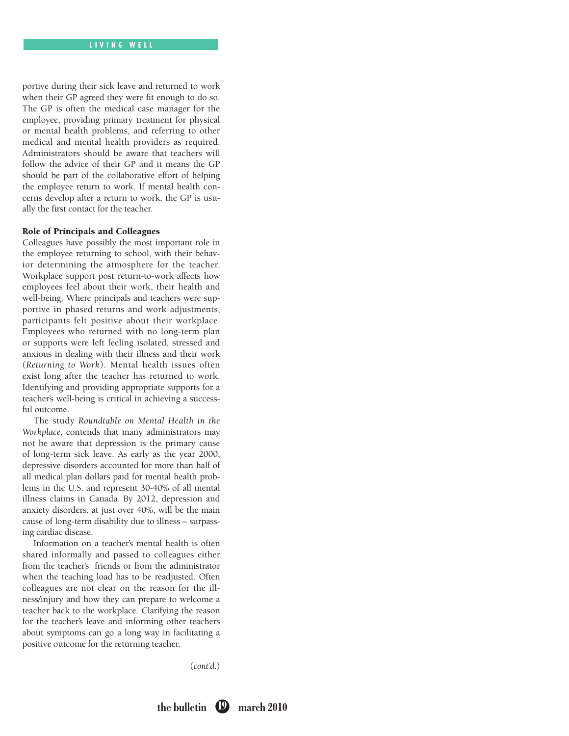portive during their sick leave and returned to work when their GP agreed they were fit enough to do so. The GP is often the medical case manager for the employee, providing primary treatment for physical or mental health problems, and referring to other medical and mental health providers as required. Administrators should be aware that teachers will follow the advice of their GP and it means the GP should be part of the collaborative effort of helping the employee return to work. If mental health concerns develop after a return to work, the GP is usually the first contact for the teacher.

### Role of Principals and Colleagues

Colleagues have possibly the most important role in the employee returning to school, with their behavior determining the atmosphere for the teacher. Workplace support post return-to-work affects how employees feel about their work, their health and well-being. Where principals and teachers were supportive in phased returns and work adjustments, participants felt positive about their workplace. Employees who returned with no long-term plan or supports were left feeling isolated, stressed and anxious in dealing with their illness and their work (*Returning to Work*). Mental health issues often exist long after the teacher has returned to work. Identifying and providing appropriate supports for a teacher's well-being is critical in achieving a successful outcome.

The study *Roundtable on Mental Health in the Workplace*, contends that many administrators may not be aware that depression is the primary cause of long-term sick leave. As early as the year 2000, depressive disorders accounted for more than half of all medical plan dollars paid for mental health problems in the U.S. and represent 30-40% of all mental illness claims in Canada. By 2012, depression and anxiety disorders, at just over 40%, will be the main cause of long-term disability due to illness – surpassing cardiac disease.

Information on a teacher's mental health is often shared informally and passed to colleagues either from the teacher's friends or from the administrator when the teaching load has to be readjusted. Often colleagues are not clear on the reason for the illness/injury and how they can prepare to welcome a teacher back to the workplace. Clarifying the reason for the teacher's leave and informing other teachers about symptoms can go a long way in facilitating a positive outcome for the returning teacher.

(*cont'd.*)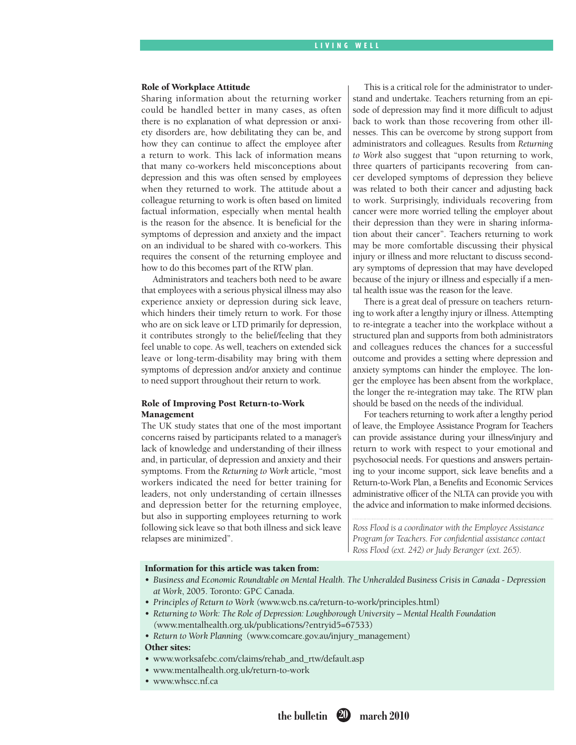### Role of Workplace Attitude

Sharing information about the returning worker could be handled better in many cases, as often there is no explanation of what depression or anxiety disorders are, how debilitating they can be, and how they can continue to affect the employee after a return to work. This lack of information means that many co-workers held misconceptions about depression and this was often sensed by employees when they returned to work. The attitude about a colleague returning to work is often based on limited factual information, especially when mental health is the reason for the absence. It is beneficial for the symptoms of depression and anxiety and the impact on an individual to be shared with co-workers. This requires the consent of the returning employee and how to do this becomes part of the RTW plan.

Administrators and teachers both need to be aware that employees with a serious physical illness may also experience anxiety or depression during sick leave, which hinders their timely return to work. For those who are on sick leave or LTD primarily for depression, it contributes strongly to the belief/feeling that they feel unable to cope. As well, teachers on extended sick leave or long-term-disability may bring with them symptoms of depression and/or anxiety and continue to need support throughout their return to work.

### Role of Improving Post Return-to-Work Management

The UK study states that one of the most important concerns raised by participants related to a manager's lack of knowledge and understanding of their illness and, in particular, of depression and anxiety and their symptoms. From the *Returning to Work* article, "most workers indicated the need for better training for leaders, not only understanding of certain illnesses and depression better for the returning employee, but also in supporting employees returning to work following sick leave so that both illness and sick leave relapses are minimized".

This is a critical role for the administrator to understand and undertake. Teachers returning from an episode of depression may find it more difficult to adjust back to work than those recovering from other illnesses. This can be overcome by strong support from administrators and colleagues. Results from *Returning to Work* also suggest that "upon returning to work, three quarters of participants recovering from cancer developed symptoms of depression they believe was related to both their cancer and adjusting back to work. Surprisingly, individuals recovering from cancer were more worried telling the employer about their depression than they were in sharing information about their cancer". Teachers returning to work may be more comfortable discussing their physical injury or illness and more reluctant to discuss secondary symptoms of depression that may have developed because of the injury or illness and especially if a mental health issue was the reason for the leave.

There is a great deal of pressure on teachers returning to work after a lengthy injury or illness. Attempting to re-integrate a teacher into the workplace without a structured plan and supports from both administrators and colleagues reduces the chances for a successful outcome and provides a setting where depression and anxiety symptoms can hinder the employee. The longer the employee has been absent from the workplace, the longer the re-integration may take. The RTW plan should be based on the needs of the individual.

For teachers returning to work after a lengthy period of leave, the Employee Assistance Program for Teachers can provide assistance during your illness/injury and return to work with respect to your emotional and psychosocial needs. For questions and answers pertaining to your income support, sick leave benefits and a Return-to-Work Plan, a Benefits and Economic Services administrative officer of the NLTA can provide you with the advice and information to make informed decisions.

*Ross Flood is a coordinator with the Employee Assistance Program for Teachers. For confidential assistance contact Ross Flood (ext. 242) or Judy Beranger (ext. 265).*

**Information for this article was taken from:**

- *Business and Economic Roundtable on Mental Health. The Unheralded Business Crisis in Canada - Depression at Work*, 2005. Toronto: GPC Canada.
- *Principles of Return to Work* (www.wcb.ns.ca/return-to-work/principles.html)
- *Returning to Work: The Role of Depression: Loughborough University – Mental Health Foundation* (www.mentalhealth.org.uk/publications/?entryid5=67533)
- *Return to Work Planning* (www.comcare.gov.au/injury_management)

**Other sites:**

- www.worksafebc.com/claims/rehab_and_rtw/default.asp
- www.mentalhealth.org.uk/return-to-work
- www.whscc.nf.ca